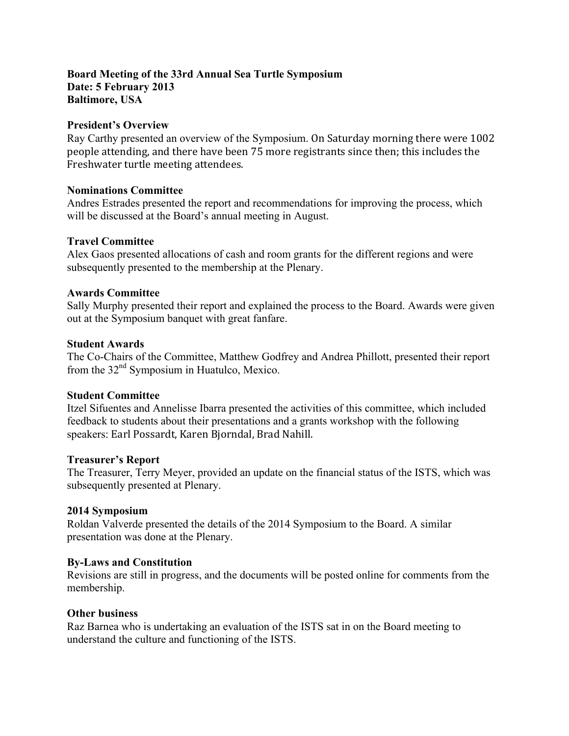**Board Meeting of the 33rd Annual Sea Turtle Symposium**
**Date: 5 February 2013**
**Baltimore, USA**

**President's Overview**
Ray Carthy presented an overview of the Symposium. On Saturday morning there were 1002 people attending, and there have been 75 more registrants since then; this includes the Freshwater turtle meeting attendees.

**Nominations Committee**
Andres Estrades presented the report and recommendations for improving the process, which will be discussed at the Board's annual meeting in August.

**Travel Committee**
Alex Gaos presented allocations of cash and room grants for the different regions and were subsequently presented to the membership at the Plenary.

**Awards Committee**
Sally Murphy presented their report and explained the process to the Board. Awards were given out at the Symposium banquet with great fanfare.

**Student Awards**
The Co-Chairs of the Committee, Matthew Godfrey and Andrea Phillott, presented their report from the 32nd Symposium in Huatulco, Mexico.

**Student Committee**
Itzel Sifuentes and Annelisse Ibarra presented the activities of this committee, which included feedback to students about their presentations and a grants workshop with the following speakers: Earl Possardt, Karen Bjorndal, Brad Nahill.

**Treasurer's Report**
The Treasurer, Terry Meyer, provided an update on the financial status of the ISTS, which was subsequently presented at Plenary.

**2014 Symposium**
Roldan Valverde presented the details of the 2014 Symposium to the Board. A similar presentation was done at the Plenary.

**By-Laws and Constitution**
Revisions are still in progress, and the documents will be posted online for comments from the membership.

**Other business**
Raz Barnea who is undertaking an evaluation of the ISTS sat in on the Board meeting to understand the culture and functioning of the ISTS.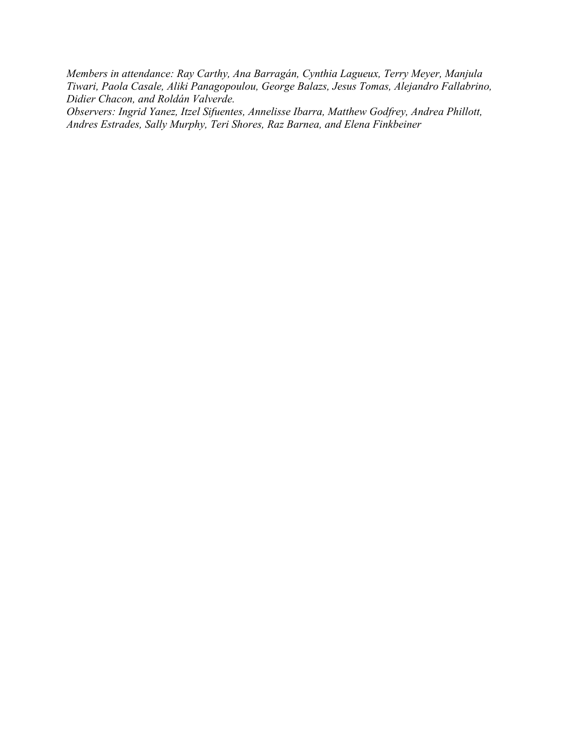*Members in attendance: Ray Carthy, Ana Barragán, Cynthia Lagueux, Terry Meyer, Manjula Tiwari, Paola Casale, Aliki Panagopoulou, George Balazs, Jesus Tomas, Alejandro Fallabrino, Didier Chacon, and Roldán Valverde.*

*Observers: Ingrid Yanez, Itzel Sifuentes, Annelisse Ibarra, Matthew Godfrey, Andrea Phillott, Andres Estrades, Sally Murphy, Teri Shores, Raz Barnea, and Elena Finkbeiner*